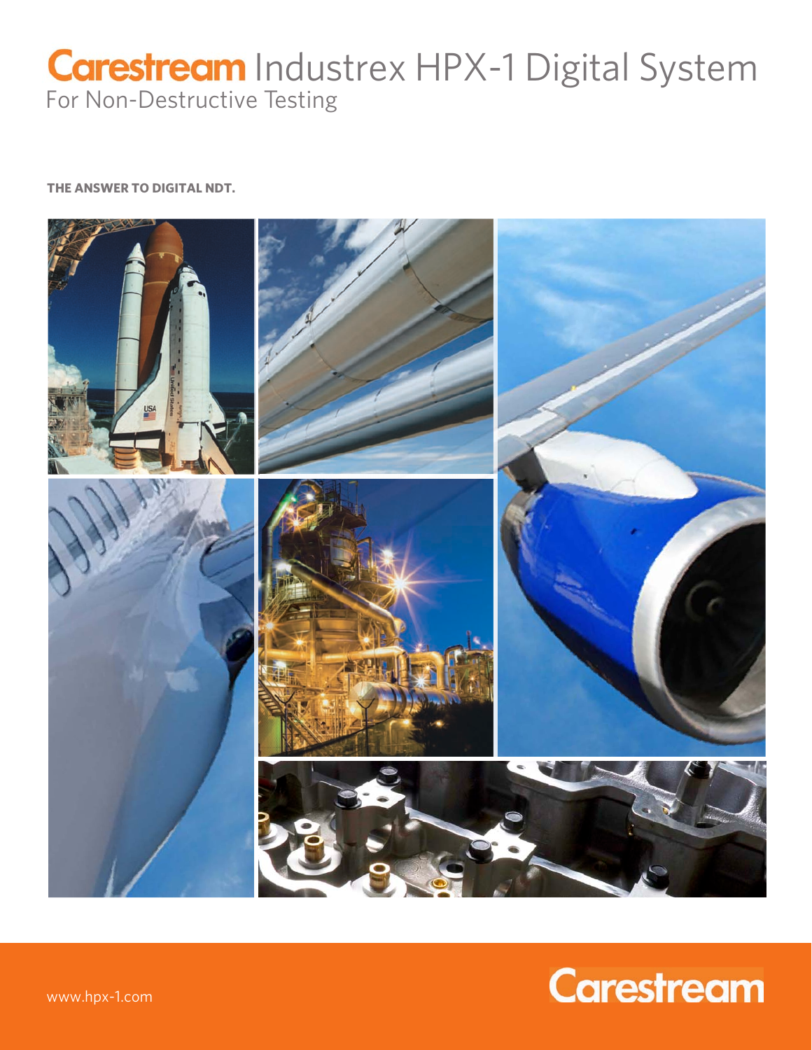# Carestream Industrex HPX-1 Digital System

For Non-Destructive Testing

**THE ANSWER TO DIGITAL NDT.**

www.hpx-1.com

Carestream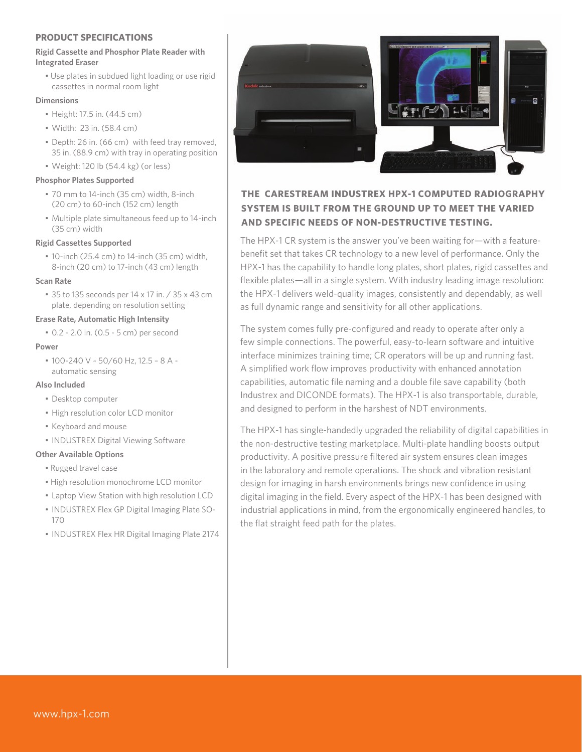## PRODUCT SPECIFICATIONS

### Rigid Cassette and Phosphor Plate Reader with Integrated Eraser

- Use plates in subdued light loading or use rigid cassettes in normal room light

### Dimensions

- Height: 17.5 in. (44.5 cm)
- Width: 23 in. (58.4 cm)
- Depth: 26 in. (66 cm) with feed tray removed, 35 in. (88.9 cm) with tray in operating position
- Weight: 120 lb (54.4 kg) (or less)

### Phosphor Plates Supported

- 70 mm to 14-inch (35 cm) width, 8-inch (20 cm) to 60-inch (152 cm) length
- Multiple plate simultaneous feed up to 14-inch (35 cm) width

### Rigid Cassettes Supported

- 10-inch (25.4 cm) to 14-inch (35 cm) width, 8-inch (20 cm) to 17-inch (43 cm) length

### Scan Rate

- 35 to 135 seconds per 14 x 17 in. / 35 x 43 cm plate, depending on resolution setting

### Erase Rate, Automatic High Intensity

- 0.2 - 2.0 in. (0.5 - 5 cm) per second

### Power

- 100-240 V ~ 50/60 Hz, 12.5 – 8 A - automatic sensing

### Also Included

- Desktop computer
- High resolution color LCD monitor
- Keyboard and mouse
- INDUSTREX Digital Viewing Software

### Other Available Options

- Rugged travel case
- High resolution monochrome LCD monitor
- Laptop View Station with high resolution LCD
- INDUSTREX Flex GP Digital Imaging Plate SO-170
- INDUSTREX Flex HR Digital Imaging Plate 2174

## THE CARESTREAM INDUSTREX HPX-1 COMPUTED RADIOGRAPHY SYSTEM IS BUILT FROM THE GROUND UP TO MEET THE VARIED AND SPECIFIC NEEDS OF NON-DESTRUCTIVE TESTING.

The HPX-1 CR system is the answer you've been waiting for—with a feature-benefit set that takes CR technology to a new level of performance. Only the HPX-1 has the capability to handle long plates, short plates, rigid cassettes and flexible plates—all in a single system. With industry leading image resolution: the HPX-1 delivers weld-quality images, consistently and dependably, as well as full dynamic range and sensitivity for all other applications.

The system comes fully pre-configured and ready to operate after only a few simple connections. The powerful, easy-to-learn software and intuitive interface minimizes training time; CR operators will be up and running fast. A simplified work flow improves productivity with enhanced annotation capabilities, automatic file naming and a double file save capability (both Industrex and DICONDE formats). The HPX-1 is also transportable, durable, and designed to perform in the harshest of NDT environments.

The HPX-1 has single-handedly upgraded the reliability of digital capabilities in the non-destructive testing marketplace. Multi-plate handling boosts output productivity. A positive pressure filtered air system ensures clean images in the laboratory and remote operations. The shock and vibration resistant design for imaging in harsh environments brings new confidence in using digital imaging in the field. Every aspect of the HPX-1 has been designed with industrial applications in mind, from the ergonomically engineered handles, to the flat straight feed path for the plates.

www.hpx-1.com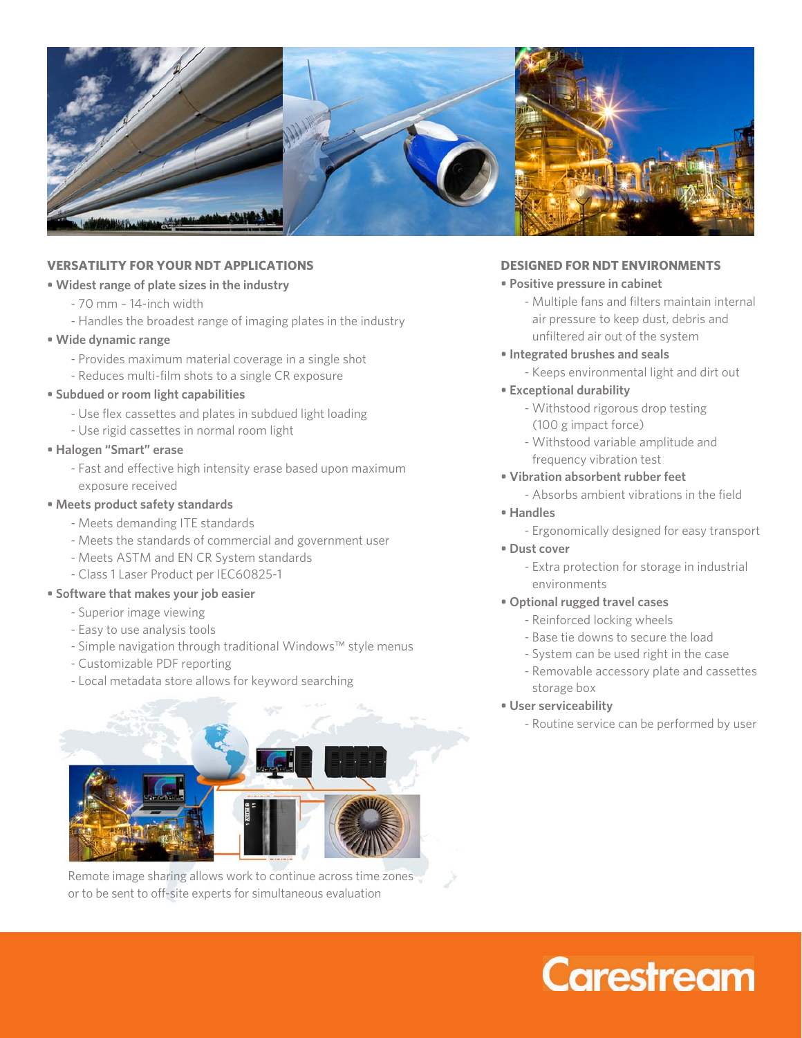## VERSATILITY FOR YOUR NDT APPLICATIONS

- **Widest range of plate sizes in the industry**
  - 70 mm – 14-inch width
  - Handles the broadest range of imaging plates in the industry
- **Wide dynamic range**
  - Provides maximum material coverage in a single shot
  - Reduces multi-film shots to a single CR exposure
- **Subdued or room light capabilities**
  - Use flex cassettes and plates in subdued light loading
  - Use rigid cassettes in normal room light
- **Halogen "Smart" erase**
  - Fast and effective high intensity erase based upon maximum exposure received
- **Meets product safety standards**
  - Meets demanding ITE standards
  - Meets the standards of commercial and government user
  - Meets ASTM and EN CR System standards
  - Class 1 Laser Product per IEC60825-1
- **Software that makes your job easier**
  - Superior image viewing
  - Easy to use analysis tools
  - Simple navigation through traditional Windows™ style menus
  - Customizable PDF reporting
  - Local metadata store allows for keyword searching

Remote image sharing allows work to continue across time zones or to be sent to off-site experts for simultaneous evaluation

## DESIGNED FOR NDT ENVIRONMENTS

- **Positive pressure in cabinet**
  - Multiple fans and filters maintain internal air pressure to keep dust, debris and unfiltered air out of the system
- **Integrated brushes and seals**
  - Keeps environmental light and dirt out
- **Exceptional durability**
  - Withstood rigorous drop testing (100 g impact force)
  - Withstood variable amplitude and frequency vibration test
- **Vibration absorbent rubber feet**
  - Absorbs ambient vibrations in the field
- **Handles**
  - Ergonomically designed for easy transport
- **Dust cover**
  - Extra protection for storage in industrial environments
- **Optional rugged travel cases**
  - Reinforced locking wheels
  - Base tie downs to secure the load
  - System can be used right in the case
  - Removable accessory plate and cassettes storage box
- **User serviceability**
  - Routine service can be performed by user

Carestream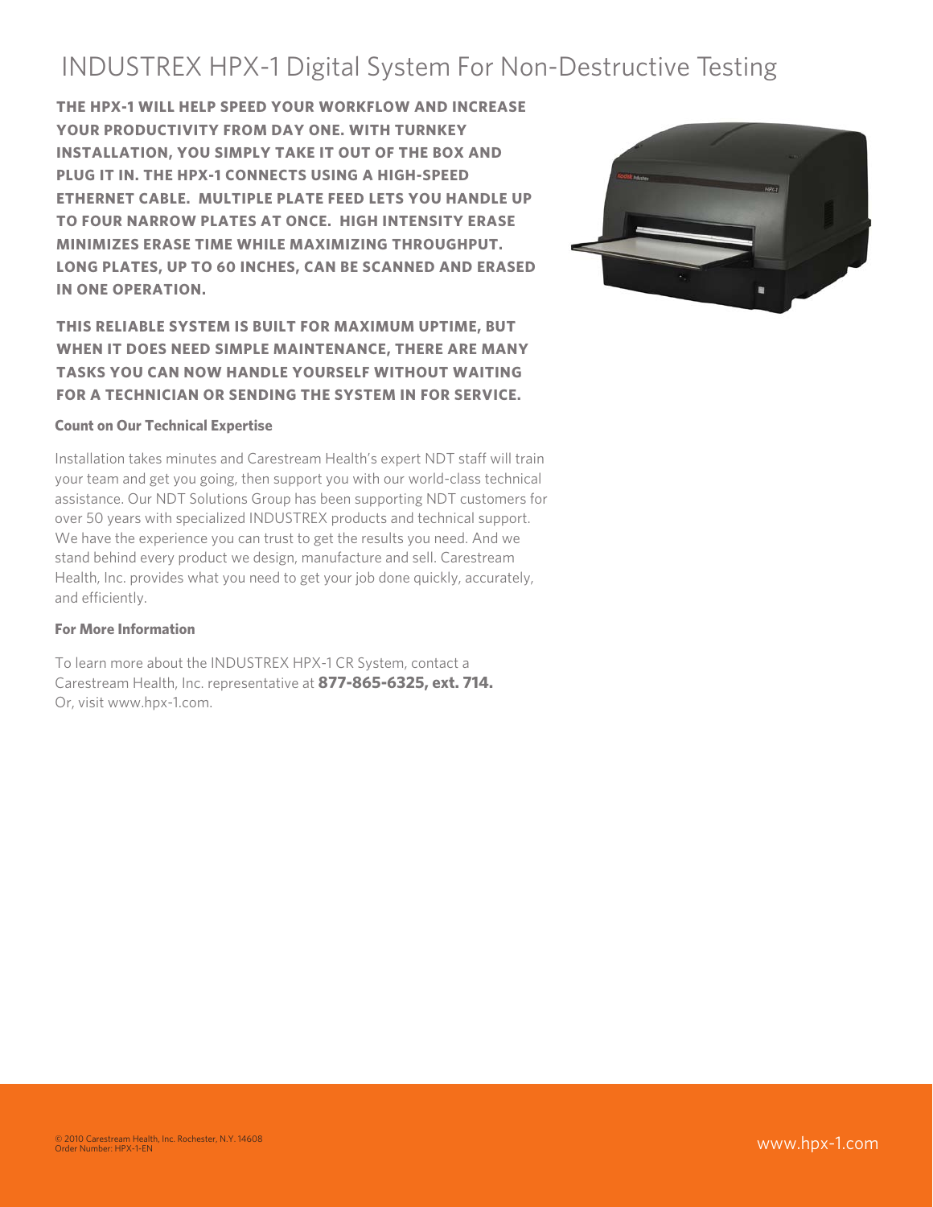# INDUSTREX HPX-1 Digital System For Non-Destructive Testing

**THE HPX-1 WILL HELP SPEED YOUR WORKFLOW AND INCREASE YOUR PRODUCTIVITY FROM DAY ONE. WITH TURNKEY INSTALLATION, YOU SIMPLY TAKE IT OUT OF THE BOX AND PLUG IT IN. THE HPX-1 CONNECTS USING A HIGH-SPEED ETHERNET CABLE. MULTIPLE PLATE FEED LETS YOU HANDLE UP TO FOUR NARROW PLATES AT ONCE. HIGH INTENSITY ERASE MINIMIZES ERASE TIME WHILE MAXIMIZING THROUGHPUT. LONG PLATES, UP TO 60 INCHES, CAN BE SCANNED AND ERASED IN ONE OPERATION.**

**THIS RELIABLE SYSTEM IS BUILT FOR MAXIMUM UPTIME, BUT WHEN IT DOES NEED SIMPLE MAINTENANCE, THERE ARE MANY TASKS YOU CAN NOW HANDLE YOURSELF WITHOUT WAITING FOR A TECHNICIAN OR SENDING THE SYSTEM IN FOR SERVICE.**

### Count on Our Technical Expertise

Installation takes minutes and Carestream Health's expert NDT staff will train your team and get you going, then support you with our world-class technical assistance. Our NDT Solutions Group has been supporting NDT customers for over 50 years with specialized INDUSTREX products and technical support. We have the experience you can trust to get the results you need. And we stand behind every product we design, manufacture and sell. Carestream Health, Inc. provides what you need to get your job done quickly, accurately, and efficiently.

### For More Information

To learn more about the INDUSTREX HPX-1 CR System, contact a Carestream Health, Inc. representative at **877-865-6325, ext. 714.** Or, visit www.hpx-1.com.

© 2010 Carestream Health, Inc. Rochester, N.Y. 14608
Order Number: HPX-1-EN

www.hpx-1.com